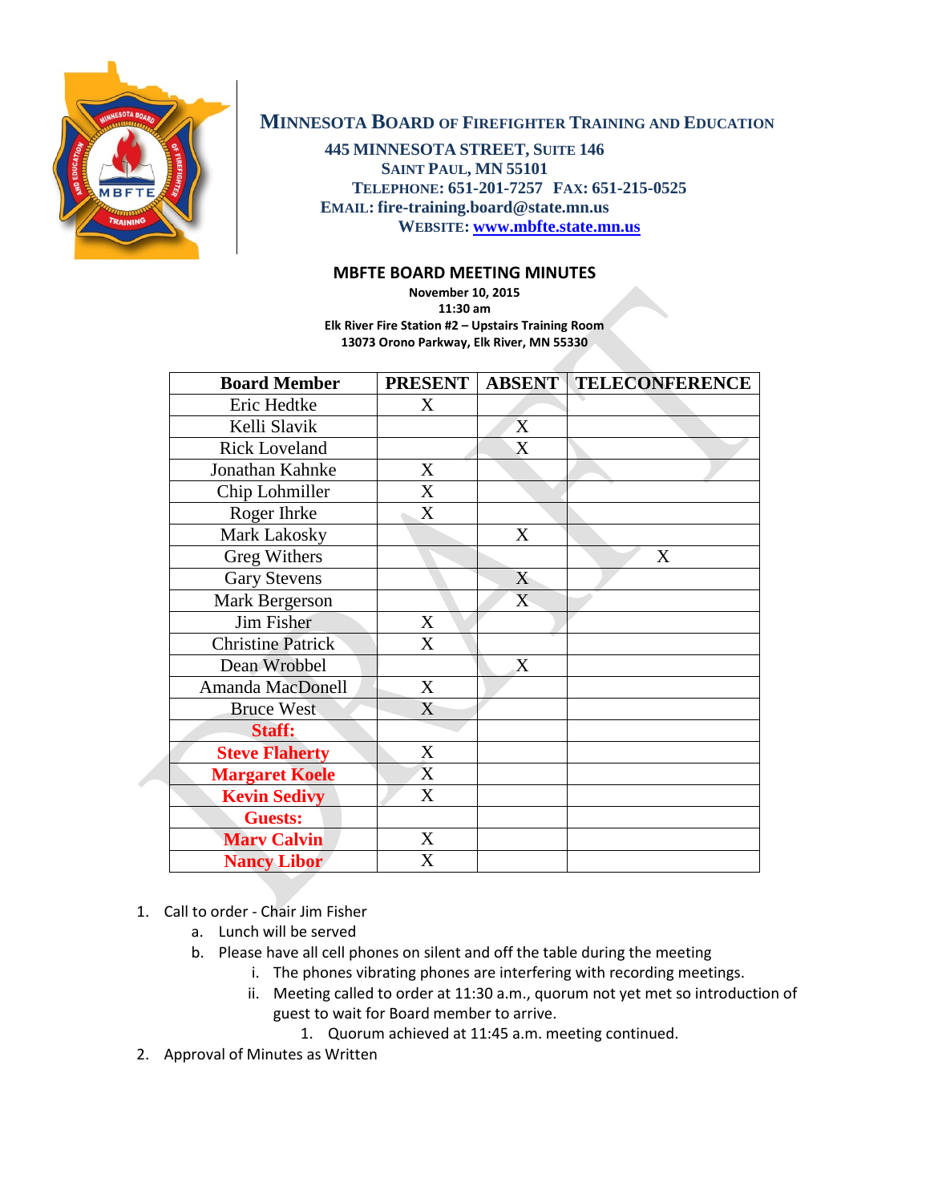# MINNESOTA BOARD OF FIREFIGHTER TRAINING AND EDUCATION

**445 MINNESOTA STREET, SUITE 146**
**SAINT PAUL, MN 55101**
**TELEPHONE: 651-201-7257 FAX: 651-215-0525**
**EMAIL: fire-training.board@state.mn.us**
**WEBSITE: www.mbfte.state.mn.us**

## MBFTE BOARD MEETING MINUTES

**November 10, 2015**
**11:30 am**
**Elk River Fire Station #2 – Upstairs Training Room**
**13073 Orono Parkway, Elk River, MN 55330**

| Board Member | PRESENT | ABSENT | TELECONFERENCE |
|---|---|---|---|
| Eric Hedtke | X | | |
| Kelli Slavik | | X | |
| Rick Loveland | | X | |
| Jonathan Kahnke | X | | |
| Chip Lohmiller | X | | |
| Roger Ihrke | X | | |
| Mark Lakosky | | X | |
| Greg Withers | | | X |
| Gary Stevens | | X | |
| Mark Bergerson | | X | |
| Jim Fisher | X | | |
| Christine Patrick | X | | |
| Dean Wrobbel | | X | |
| Amanda MacDonell | X | | |
| Bruce West | X | | |
| **Staff:** | | | |
| **Steve Flaherty** | X | | |
| **Margaret Koele** | X | | |
| **Kevin Sedivy** | X | | |
| **Guests:** | | | |
| **Marv Calvin** | X | | |
| **Nancy Libor** | X | | |

1. Call to order - Chair Jim Fisher
   a. Lunch will be served
   b. Please have all cell phones on silent and off the table during the meeting
      i. The phones vibrating phones are interfering with recording meetings.
      ii. Meeting called to order at 11:30 a.m., quorum not yet met so introduction of guest to wait for Board member to arrive.
         1. Quorum achieved at 11:45 a.m. meeting continued.
2. Approval of Minutes as Written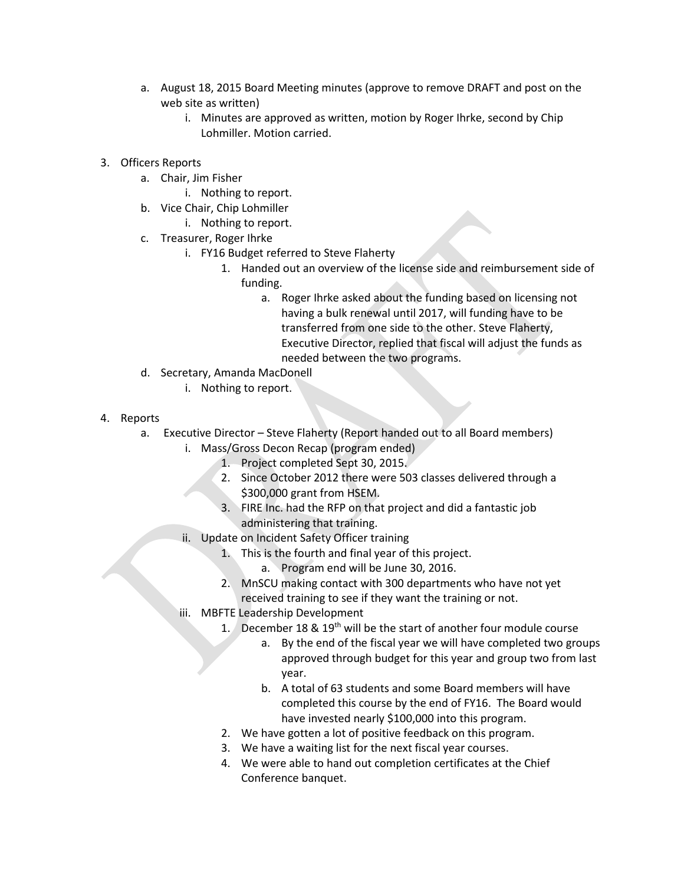a. August 18, 2015 Board Meeting minutes (approve to remove DRAFT and post on the web site as written)
      i. Minutes are approved as written, motion by Roger Ihrke, second by Chip Lohmiller. Motion carried.

3. Officers Reports
   a. Chair, Jim Fisher
      i. Nothing to report.
   b. Vice Chair, Chip Lohmiller
      i. Nothing to report.
   c. Treasurer, Roger Ihrke
      i. FY16 Budget referred to Steve Flaherty
         1. Handed out an overview of the license side and reimbursement side of funding.
            a. Roger Ihrke asked about the funding based on licensing not having a bulk renewal until 2017, will funding have to be transferred from one side to the other. Steve Flaherty, Executive Director, replied that fiscal will adjust the funds as needed between the two programs.
   d. Secretary, Amanda MacDonell
      i. Nothing to report.

4. Reports
   a. Executive Director – Steve Flaherty (Report handed out to all Board members)
      i. Mass/Gross Decon Recap (program ended)
         1. Project completed Sept 30, 2015.
         2. Since October 2012 there were 503 classes delivered through a $300,000 grant from HSEM.
         3. FIRE Inc. had the RFP on that project and did a fantastic job administering that training.
      ii. Update on Incident Safety Officer training
         1. This is the fourth and final year of this project.
            a. Program end will be June 30, 2016.
         2. MnSCU making contact with 300 departments who have not yet received training to see if they want the training or not.
      iii. MBFTE Leadership Development
         1. December 18 & 19th will be the start of another four module course
            a. By the end of the fiscal year we will have completed two groups approved through budget for this year and group two from last year.
            b. A total of 63 students and some Board members will have completed this course by the end of FY16. The Board would have invested nearly $100,000 into this program.
         2. We have gotten a lot of positive feedback on this program.
         3. We have a waiting list for the next fiscal year courses.
         4. We were able to hand out completion certificates at the Chief Conference banquet.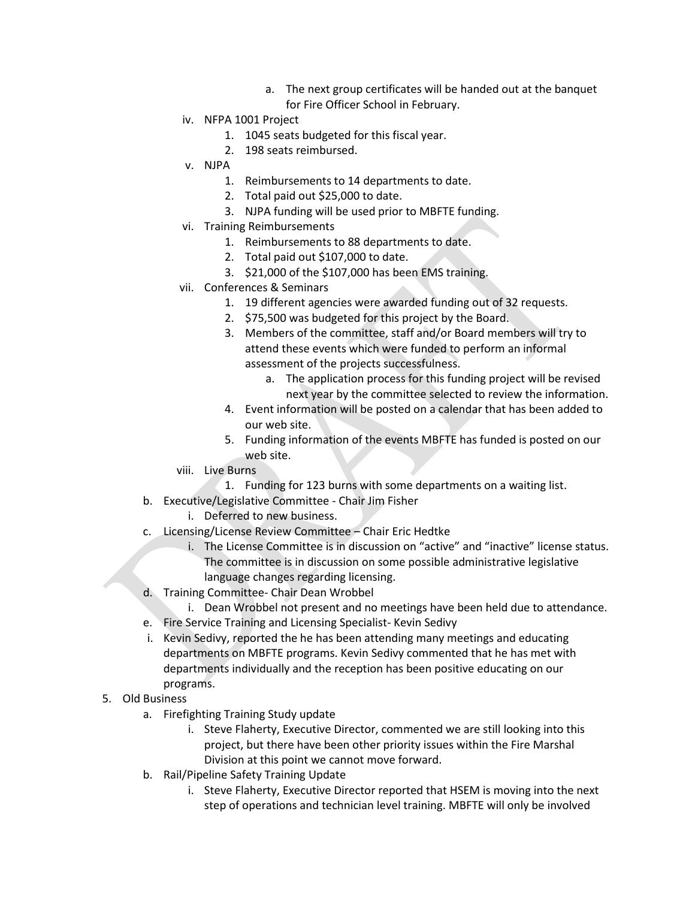a. The next group certificates will be handed out at the banquet for Fire Officer School in February.

iv. NFPA 1001 Project
   1. 1045 seats budgeted for this fiscal year.
   2. 198 seats reimbursed.

v. NJPA
   1. Reimbursements to 14 departments to date.
   2. Total paid out $25,000 to date.
   3. NJPA funding will be used prior to MBFTE funding.

vi. Training Reimbursements
   1. Reimbursements to 88 departments to date.
   2. Total paid out $107,000 to date.
   3. $21,000 of the $107,000 has been EMS training.

vii. Conferences & Seminars
   1. 19 different agencies were awarded funding out of 32 requests.
   2. $75,500 was budgeted for this project by the Board.
   3. Members of the committee, staff and/or Board members will try to attend these events which were funded to perform an informal assessment of the projects successfulness.
      a. The application process for this funding project will be revised next year by the committee selected to review the information.
   4. Event information will be posted on a calendar that has been added to our web site.
   5. Funding information of the events MBFTE has funded is posted on our web site.

viii. Live Burns
   1. Funding for 123 burns with some departments on a waiting list.

b. Executive/Legislative Committee - Chair Jim Fisher
   i. Deferred to new business.

c. Licensing/License Review Committee – Chair Eric Hedtke
   i. The License Committee is in discussion on "active" and "inactive" license status. The committee is in discussion on some possible administrative legislative language changes regarding licensing.

d. Training Committee- Chair Dean Wrobbel
   i. Dean Wrobbel not present and no meetings have been held due to attendance.

e. Fire Service Training and Licensing Specialist- Kevin Sedivy

i. Kevin Sedivy, reported the he has been attending many meetings and educating departments on MBFTE programs. Kevin Sedivy commented that he has met with departments individually and the reception has been positive educating on our programs.

5. Old Business
   a. Firefighting Training Study update
      i. Steve Flaherty, Executive Director, commented we are still looking into this project, but there have been other priority issues within the Fire Marshal Division at this point we cannot move forward.
   b. Rail/Pipeline Safety Training Update
      i. Steve Flaherty, Executive Director reported that HSEM is moving into the next step of operations and technician level training. MBFTE will only be involved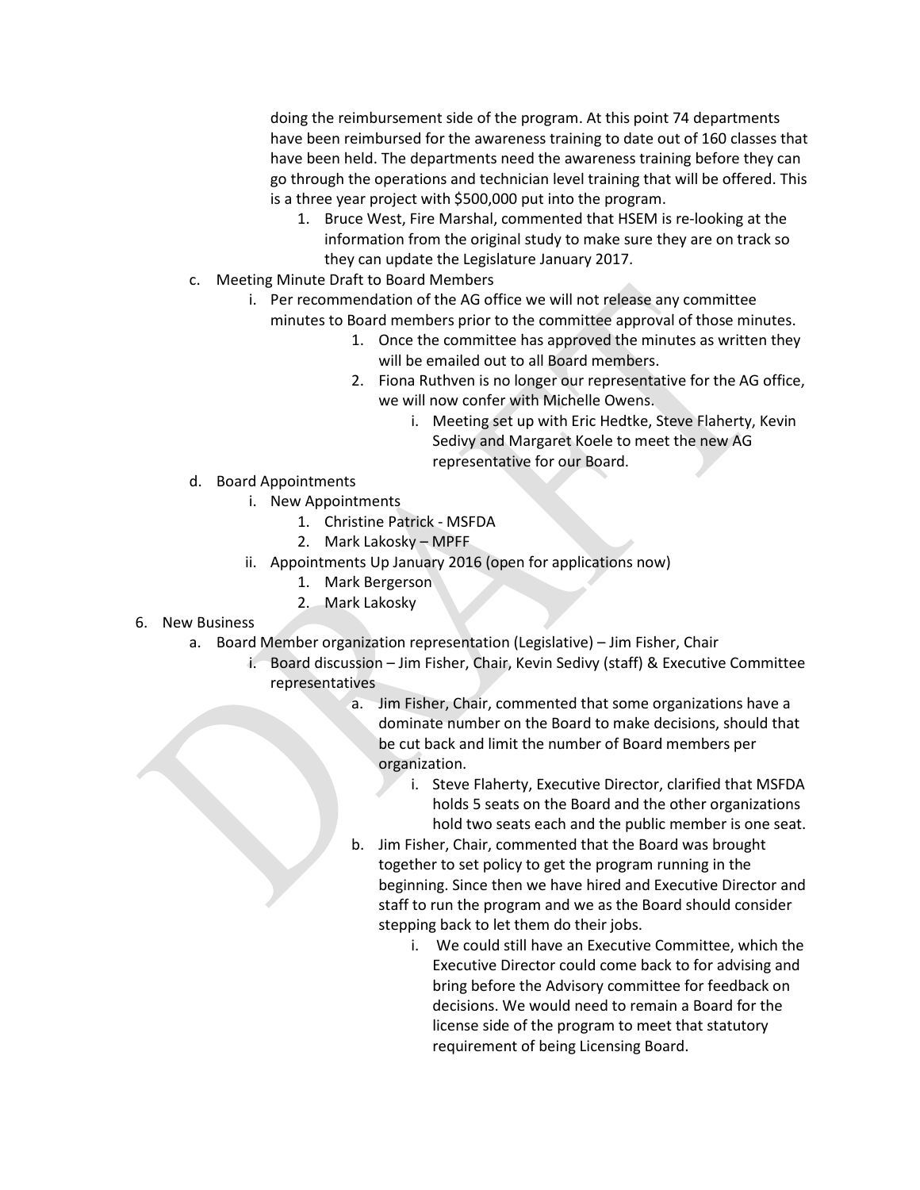doing the reimbursement side of the program. At this point 74 departments have been reimbursed for the awareness training to date out of 160 classes that have been held. The departments need the awareness training before they can go through the operations and technician level training that will be offered. This is a three year project with $500,000 put into the program.

1. Bruce West, Fire Marshal, commented that HSEM is re-looking at the information from the original study to make sure they are on track so they can update the Legislature January 2017.

c. Meeting Minute Draft to Board Members
   i. Per recommendation of the AG office we will not release any committee minutes to Board members prior to the committee approval of those minutes.
      1. Once the committee has approved the minutes as written they will be emailed out to all Board members.
      2. Fiona Ruthven is no longer our representative for the AG office, we will now confer with Michelle Owens.
         i. Meeting set up with Eric Hedtke, Steve Flaherty, Kevin Sedivy and Margaret Koele to meet the new AG representative for our Board.

d. Board Appointments
   i. New Appointments
      1. Christine Patrick - MSFDA
      2. Mark Lakosky – MPFF
   ii. Appointments Up January 2016 (open for applications now)
      1. Mark Bergerson
      2. Mark Lakosky

6. New Business
   a. Board Member organization representation (Legislative) – Jim Fisher, Chair
      i. Board discussion – Jim Fisher, Chair, Kevin Sedivy (staff) & Executive Committee representatives
         a. Jim Fisher, Chair, commented that some organizations have a dominate number on the Board to make decisions, should that be cut back and limit the number of Board members per organization.
            i. Steve Flaherty, Executive Director, clarified that MSFDA holds 5 seats on the Board and the other organizations hold two seats each and the public member is one seat.
         b. Jim Fisher, Chair, commented that the Board was brought together to set policy to get the program running in the beginning. Since then we have hired and Executive Director and staff to run the program and we as the Board should consider stepping back to let them do their jobs.
            i. We could still have an Executive Committee, which the Executive Director could come back to for advising and bring before the Advisory committee for feedback on decisions. We would need to remain a Board for the license side of the program to meet that statutory requirement of being Licensing Board.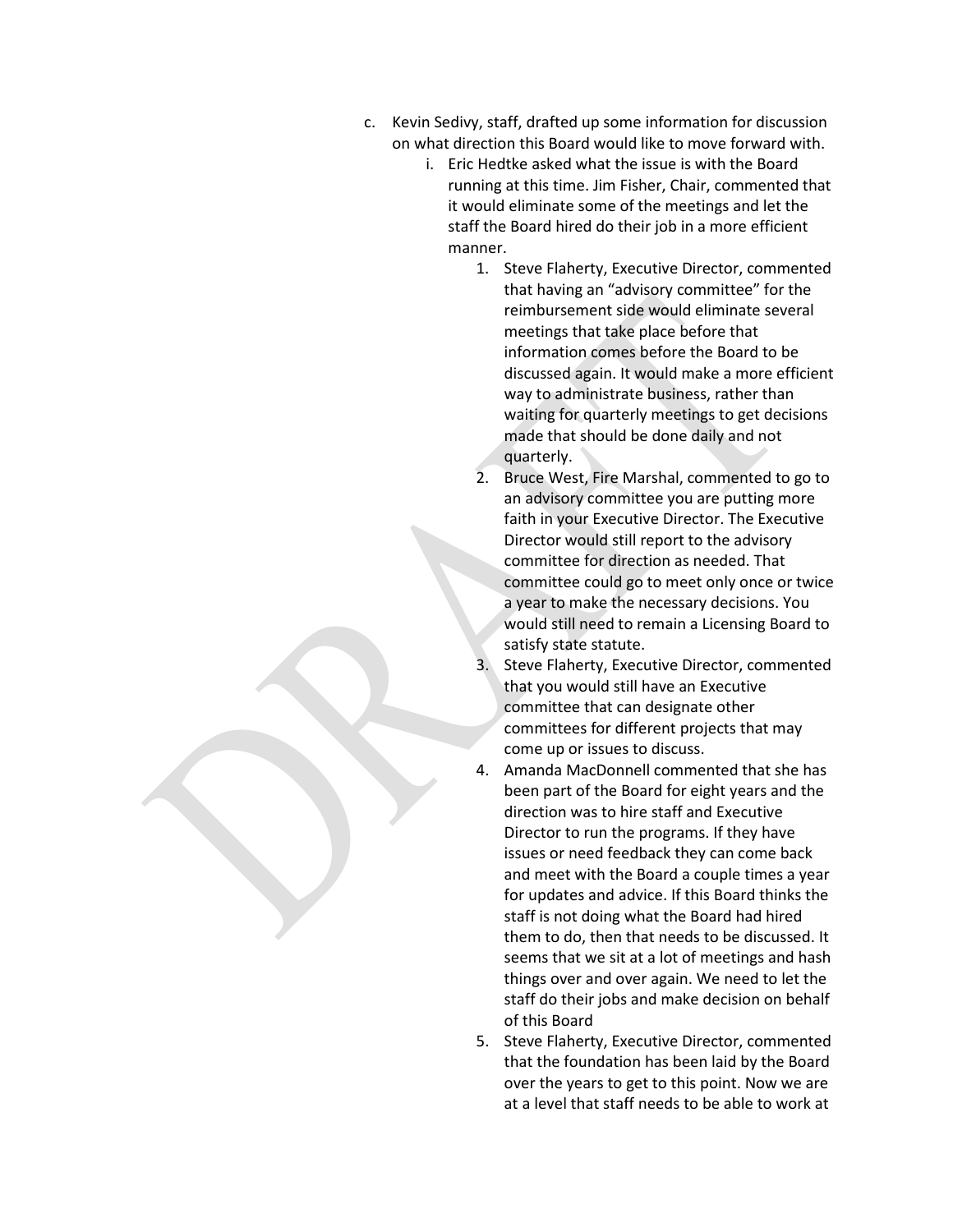c. Kevin Sedivy, staff, drafted up some information for discussion on what direction this Board would like to move forward with.

   i. Eric Hedtke asked what the issue is with the Board running at this time. Jim Fisher, Chair, commented that it would eliminate some of the meetings and let the staff the Board hired do their job in a more efficient manner.

      1. Steve Flaherty, Executive Director, commented that having an "advisory committee" for the reimbursement side would eliminate several meetings that take place before that information comes before the Board to be discussed again. It would make a more efficient way to administrate business, rather than waiting for quarterly meetings to get decisions made that should be done daily and not quarterly.
      2. Bruce West, Fire Marshal, commented to go to an advisory committee you are putting more faith in your Executive Director. The Executive Director would still report to the advisory committee for direction as needed. That committee could go to meet only once or twice a year to make the necessary decisions. You would still need to remain a Licensing Board to satisfy state statute.
      3. Steve Flaherty, Executive Director, commented that you would still have an Executive committee that can designate other committees for different projects that may come up or issues to discuss.
      4. Amanda MacDonnell commented that she has been part of the Board for eight years and the direction was to hire staff and Executive Director to run the programs. If they have issues or need feedback they can come back and meet with the Board a couple times a year for updates and advice. If this Board thinks the staff is not doing what the Board had hired them to do, then that needs to be discussed. It seems that we sit at a lot of meetings and hash things over and over again. We need to let the staff do their jobs and make decision on behalf of this Board
      5. Steve Flaherty, Executive Director, commented that the foundation has been laid by the Board over the years to get to this point. Now we are at a level that staff needs to be able to work at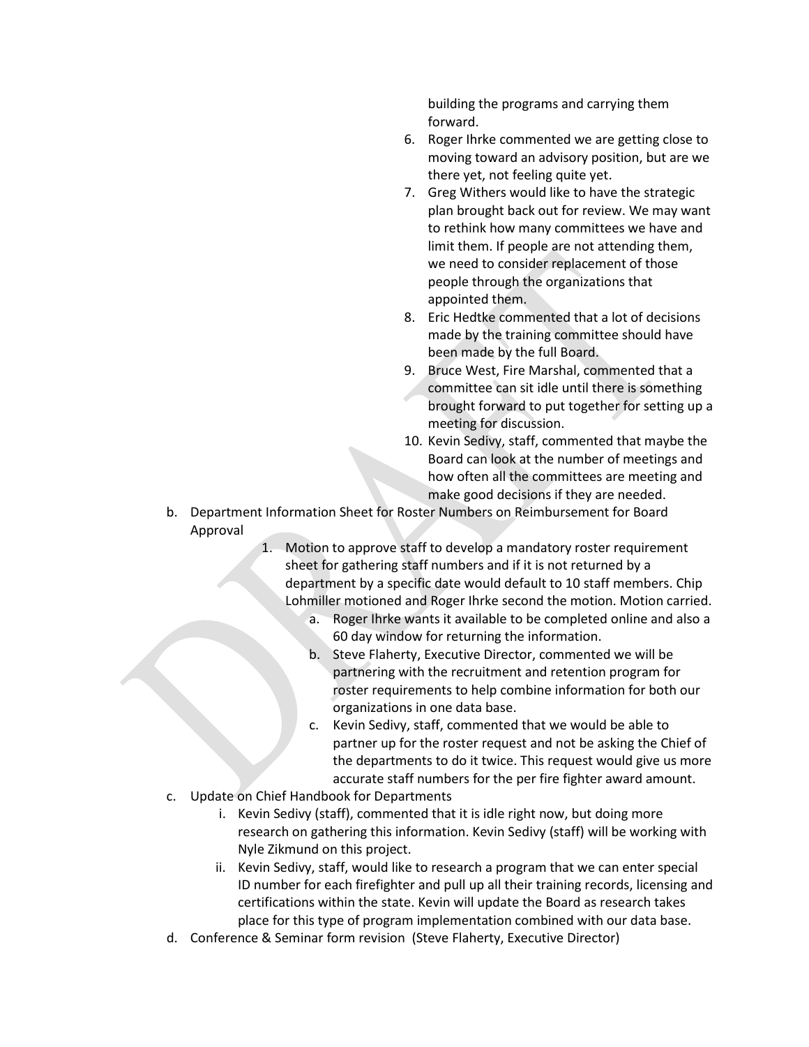building the programs and carrying them forward.

6. Roger Ihrke commented we are getting close to moving toward an advisory position, but are we there yet, not feeling quite yet.
7. Greg Withers would like to have the strategic plan brought back out for review. We may want to rethink how many committees we have and limit them. If people are not attending them, we need to consider replacement of those people through the organizations that appointed them.
8. Eric Hedtke commented that a lot of decisions made by the training committee should have been made by the full Board.
9. Bruce West, Fire Marshal, commented that a committee can sit idle until there is something brought forward to put together for setting up a meeting for discussion.
10. Kevin Sedivy, staff, commented that maybe the Board can look at the number of meetings and how often all the committees are meeting and make good decisions if they are needed.

b. Department Information Sheet for Roster Numbers on Reimbursement for Board Approval

   1. Motion to approve staff to develop a mandatory roster requirement sheet for gathering staff numbers and if it is not returned by a department by a specific date would default to 10 staff members. Chip Lohmiller motioned and Roger Ihrke second the motion. Motion carried.
      a. Roger Ihrke wants it available to be completed online and also a 60 day window for returning the information.
      b. Steve Flaherty, Executive Director, commented we will be partnering with the recruitment and retention program for roster requirements to help combine information for both our organizations in one data base.
      c. Kevin Sedivy, staff, commented that we would be able to partner up for the roster request and not be asking the Chief of the departments to do it twice. This request would give us more accurate staff numbers for the per fire fighter award amount.

c. Update on Chief Handbook for Departments
   i. Kevin Sedivy (staff), commented that it is idle right now, but doing more research on gathering this information. Kevin Sedivy (staff) will be working with Nyle Zikmund on this project.
   ii. Kevin Sedivy, staff, would like to research a program that we can enter special ID number for each firefighter and pull up all their training records, licensing and certifications within the state. Kevin will update the Board as research takes place for this type of program implementation combined with our data base.

d. Conference & Seminar form revision (Steve Flaherty, Executive Director)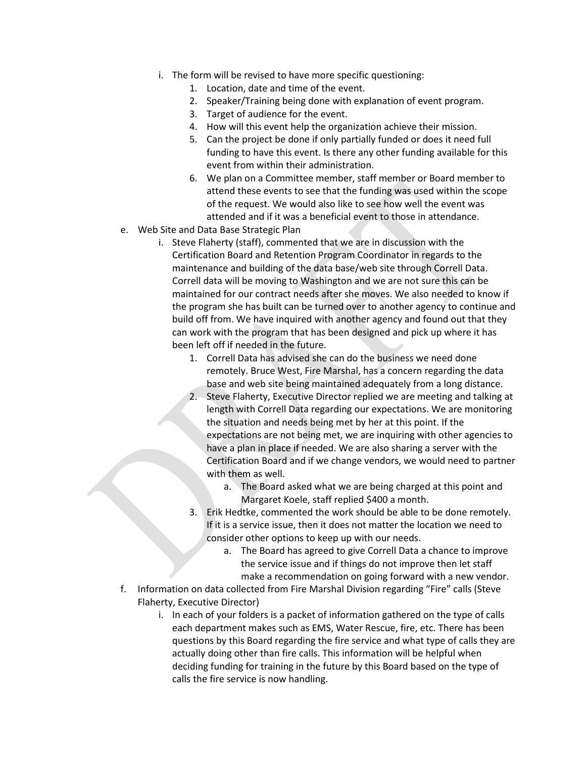- i. The form will be revised to have more specific questioning:
  1. Location, date and time of the event.
  2. Speaker/Training being done with explanation of event program.
  3. Target of audience for the event.
  4. How will this event help the organization achieve their mission.
  5. Can the project be done if only partially funded or does it need full funding to have this event. Is there any other funding available for this event from within their administration.
  6. We plan on a Committee member, staff member or Board member to attend these events to see that the funding was used within the scope of the request. We would also like to see how well the event was attended and if it was a beneficial event to those in attendance.

e. Web Site and Data Base Strategic Plan

- i. Steve Flaherty (staff), commented that we are in discussion with the Certification Board and Retention Program Coordinator in regards to the maintenance and building of the data base/web site through Correll Data. Correll data will be moving to Washington and we are not sure this can be maintained for our contract needs after she moves. We also needed to know if the program she has built can be turned over to another agency to continue and build off from. We have inquired with another agency and found out that they can work with the program that has been designed and pick up where it has been left off if needed in the future.
  1. Correll Data has advised she can do the business we need done remotely. Bruce West, Fire Marshal, has a concern regarding the data base and web site being maintained adequately from a long distance.
  2. Steve Flaherty, Executive Director replied we are meeting and talking at length with Correll Data regarding our expectations. We are monitoring the situation and needs being met by her at this point. If the expectations are not being met, we are inquiring with other agencies to have a plan in place if needed. We are also sharing a server with the Certification Board and if we change vendors, we would need to partner with them as well.
     - a. The Board asked what we are being charged at this point and Margaret Koele, staff replied $400 a month.
  3. Erik Hedtke, commented the work should be able to be done remotely. If it is a service issue, then it does not matter the location we need to consider other options to keep up with our needs.
     - a. The Board has agreed to give Correll Data a chance to improve the service issue and if things do not improve then let staff make a recommendation on going forward with a new vendor.

f. Information on data collected from Fire Marshal Division regarding "Fire" calls (Steve Flaherty, Executive Director)

- i. In each of your folders is a packet of information gathered on the type of calls each department makes such as EMS, Water Rescue, fire, etc. There has been questions by this Board regarding the fire service and what type of calls they are actually doing other than fire calls. This information will be helpful when deciding funding for training in the future by this Board based on the type of calls the fire service is now handling.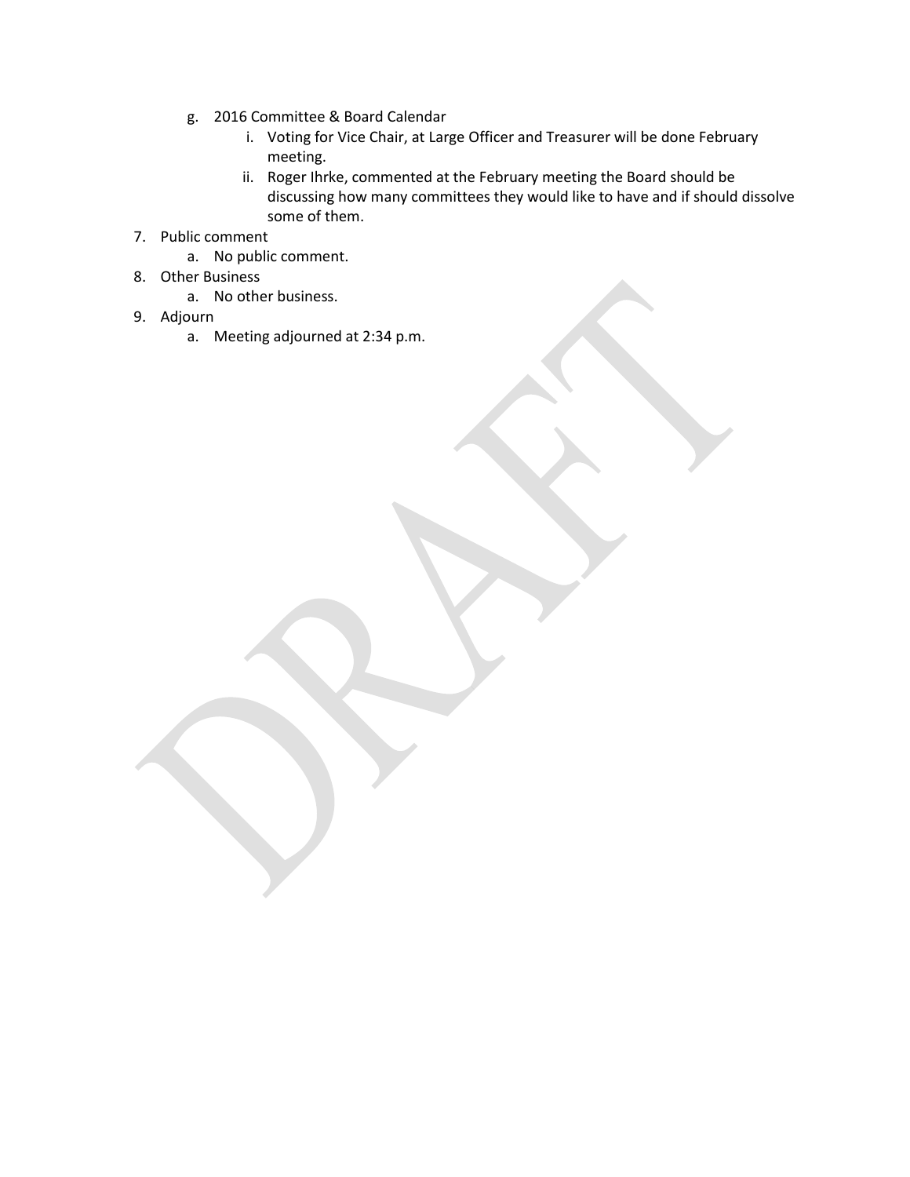g. 2016 Committee & Board Calendar
   i. Voting for Vice Chair, at Large Officer and Treasurer will be done February meeting.
   ii. Roger Ihrke, commented at the February meeting the Board should be discussing how many committees they would like to have and if should dissolve some of them.

7. Public comment
   a. No public comment.
8. Other Business
   a. No other business.
9. Adjourn
   a. Meeting adjourned at 2:34 p.m.